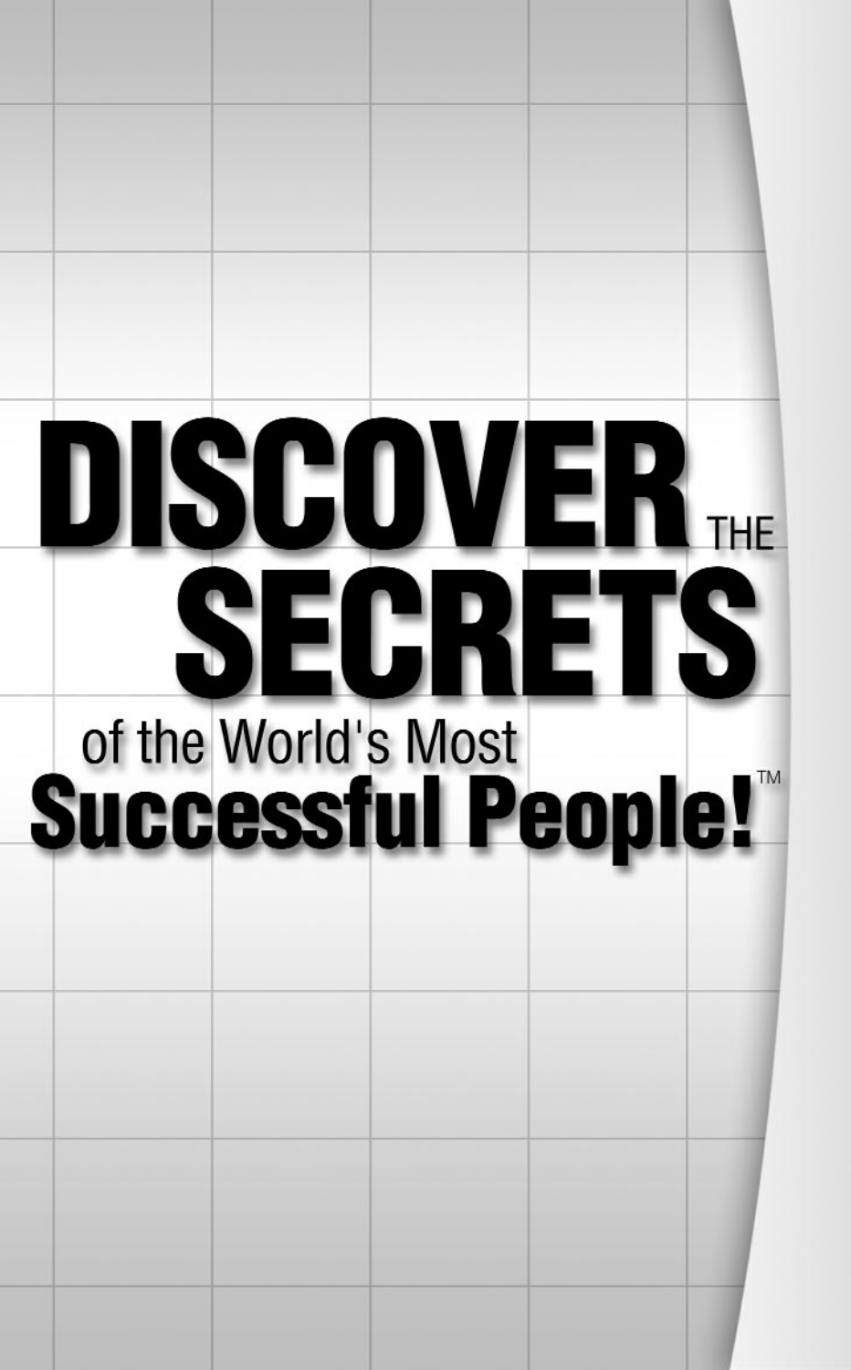# DISCOVER THE SECRETS of the World's Most Successful People!™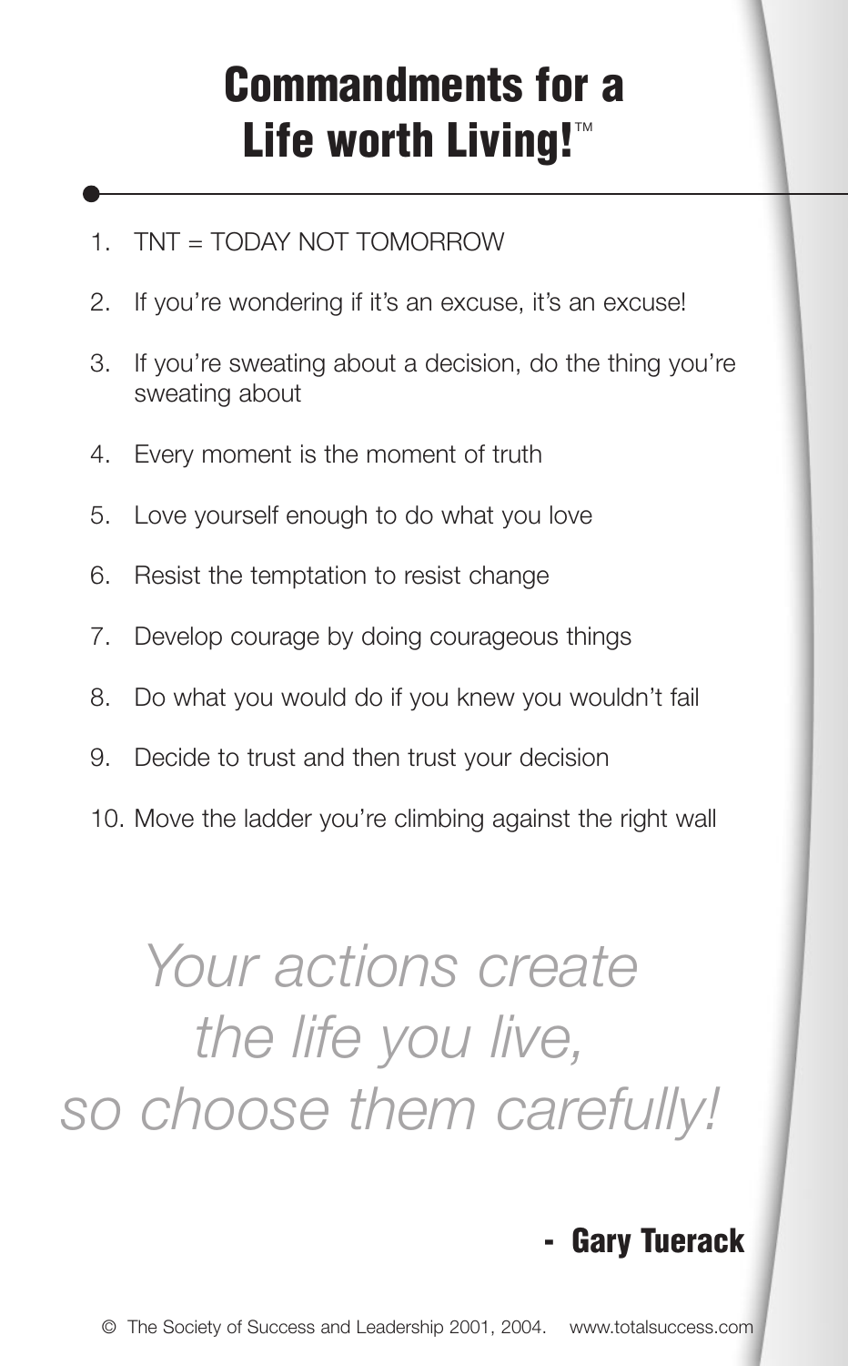# Commandments for a Life worth Living!™

1. TNT = TODAY NOT TOMORROW
2. If you're wondering if it's an excuse, it's an excuse!
3. If you're sweating about a decision, do the thing you're sweating about
4. Every moment is the moment of truth
5. Love yourself enough to do what you love
6. Resist the temptation to resist change
7. Develop courage by doing courageous things
8. Do what you would do if you knew you wouldn't fail
9. Decide to trust and then trust your decision
10. Move the ladder you're climbing against the right wall

*Your actions create the life you live, so choose them carefully!*

**- Gary Tuerack**

© The Society of Success and Leadership 2001, 2004. www.totalsuccess.com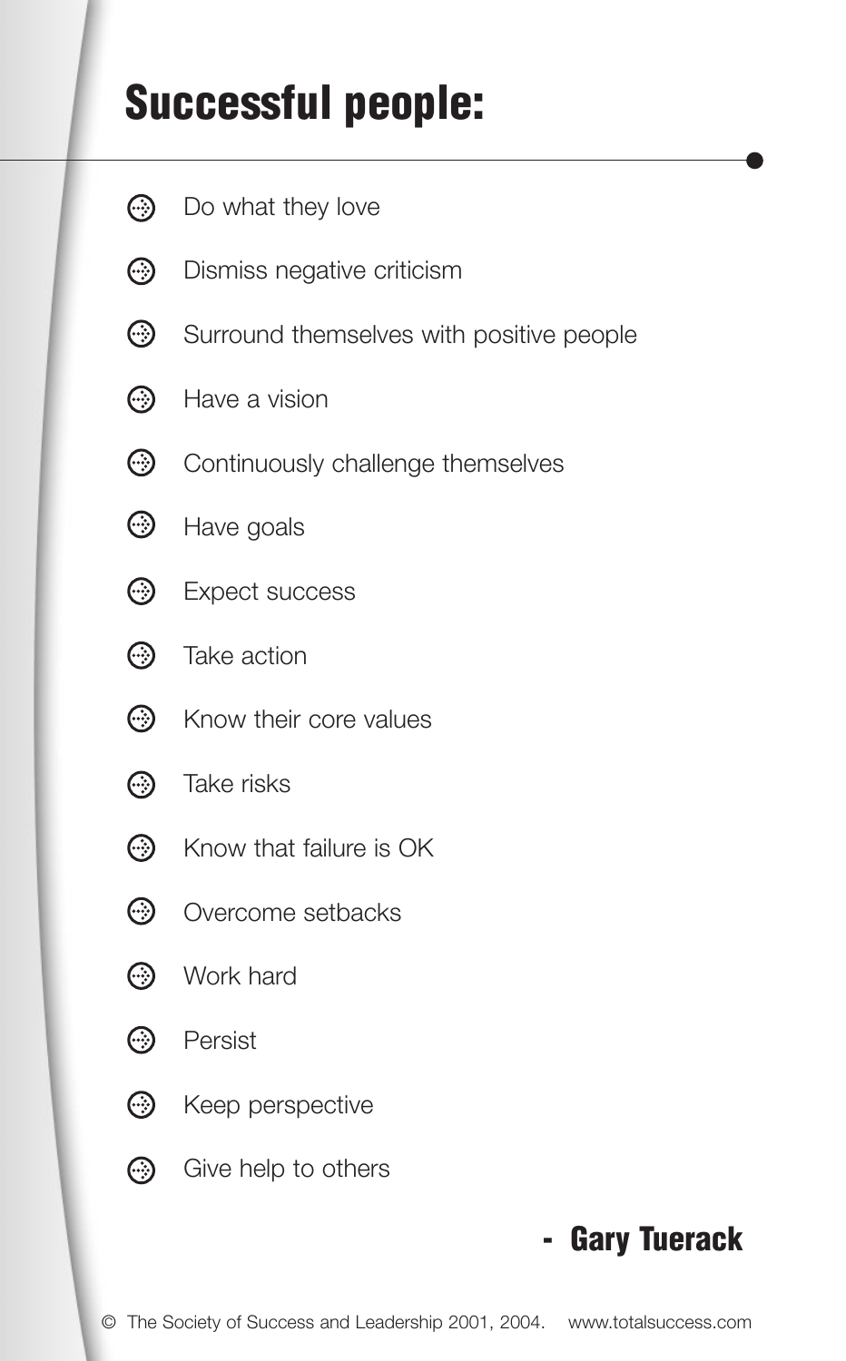# Successful people:

- Do what they love
- Dismiss negative criticism
- Surround themselves with positive people
- Have a vision
- Continuously challenge themselves
- Have goals
- Expect success
- Take action
- Know their core values
- Take risks
- Know that failure is OK
- Overcome setbacks
- Work hard
- Persist
- Keep perspective
- Give help to others

**- Gary Tuerack**

© The Society of Success and Leadership 2001, 2004. www.totalsuccess.com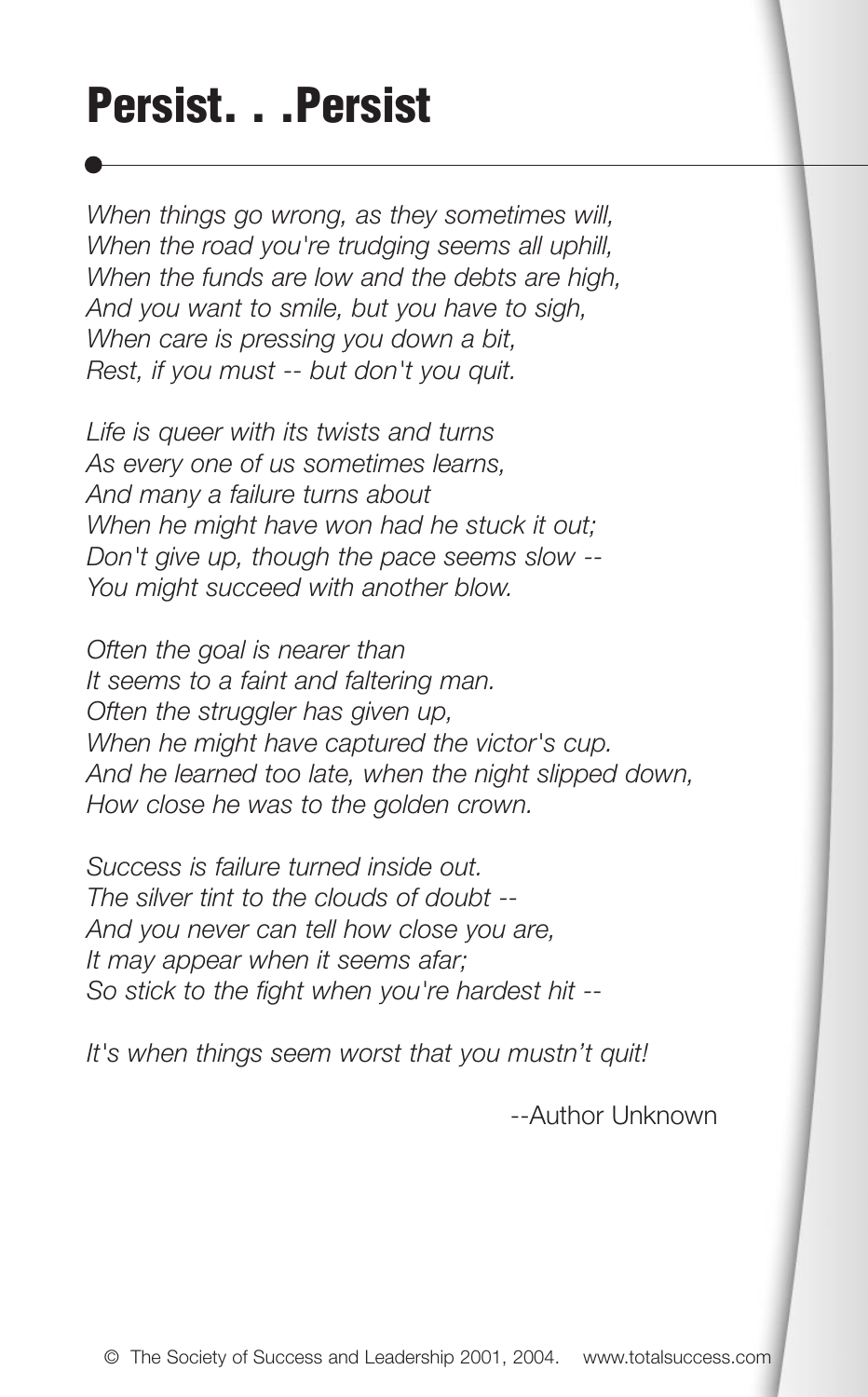# Persist. . .Persist

*When things go wrong, as they sometimes will,*
*When the road you're trudging seems all uphill,*
*When the funds are low and the debts are high,*
*And you want to smile, but you have to sigh,*
*When care is pressing you down a bit,*
*Rest, if you must -- but don't you quit.*

*Life is queer with its twists and turns*
*As every one of us sometimes learns,*
*And many a failure turns about*
*When he might have won had he stuck it out;*
*Don't give up, though the pace seems slow --*
*You might succeed with another blow.*

*Often the goal is nearer than*
*It seems to a faint and faltering man.*
*Often the struggler has given up,*
*When he might have captured the victor's cup.*
*And he learned too late, when the night slipped down,*
*How close he was to the golden crown.*

*Success is failure turned inside out.*
*The silver tint to the clouds of doubt --*
*And you never can tell how close you are,*
*It may appear when it seems afar;*
*So stick to the fight when you're hardest hit --*

*It's when things seem worst that you mustn't quit!*

--Author Unknown

© The Society of Success and Leadership 2001, 2004. www.totalsuccess.com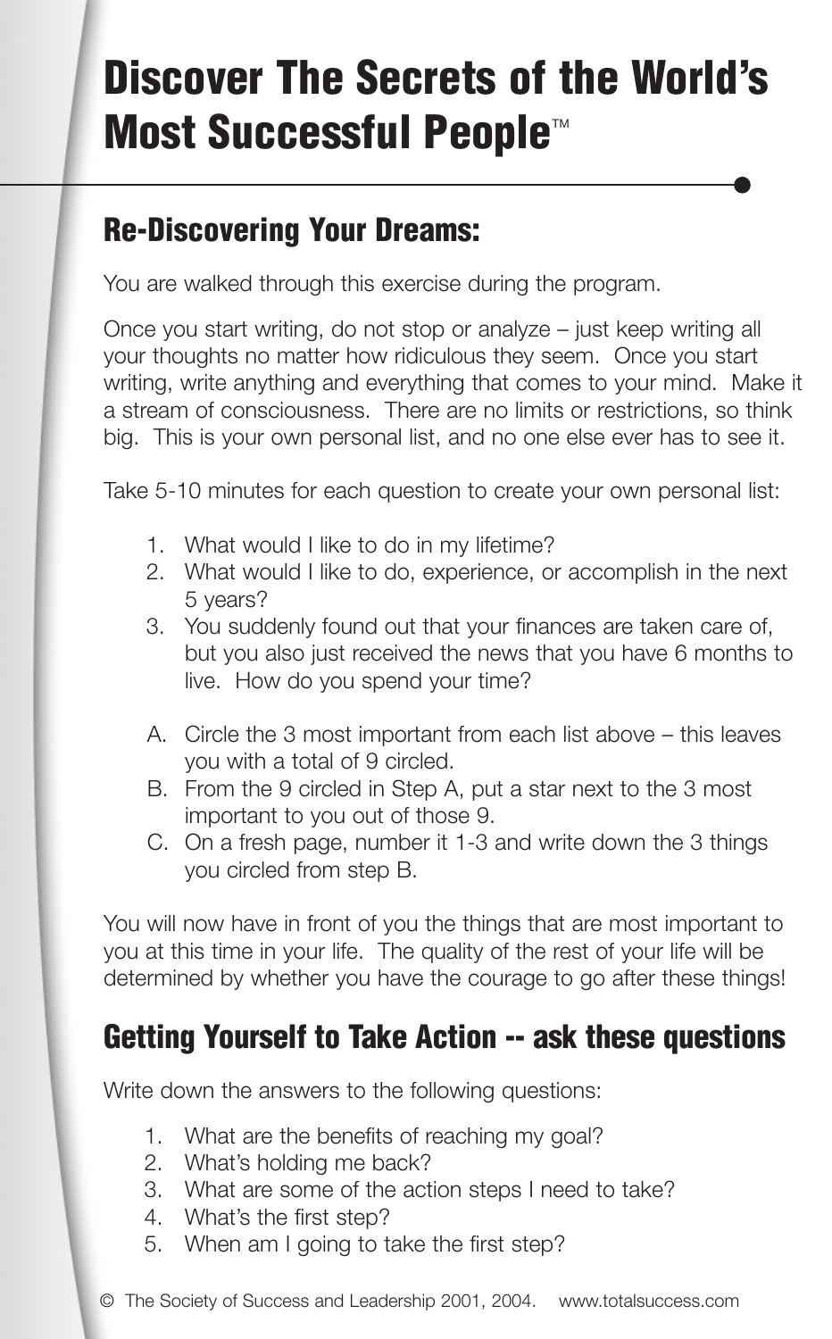# Discover The Secrets of the World's Most Successful People™

## Re-Discovering Your Dreams:

You are walked through this exercise during the program.

Once you start writing, do not stop or analyze – just keep writing all your thoughts no matter how ridiculous they seem. Once you start writing, write anything and everything that comes to your mind. Make it a stream of consciousness. There are no limits or restrictions, so think big. This is your own personal list, and no one else ever has to see it.

Take 5-10 minutes for each question to create your own personal list:

1. What would I like to do in my lifetime?
2. What would I like to do, experience, or accomplish in the next 5 years?
3. You suddenly found out that your finances are taken care of, but you also just received the news that you have 6 months to live. How do you spend your time?

A. Circle the 3 most important from each list above – this leaves you with a total of 9 circled.
B. From the 9 circled in Step A, put a star next to the 3 most important to you out of those 9.
C. On a fresh page, number it 1-3 and write down the 3 things you circled from step B.

You will now have in front of you the things that are most important to you at this time in your life. The quality of the rest of your life will be determined by whether you have the courage to go after these things!

## Getting Yourself to Take Action -- ask these questions

Write down the answers to the following questions:

1. What are the benefits of reaching my goal?
2. What's holding me back?
3. What are some of the action steps I need to take?
4. What's the first step?
5. When am I going to take the first step?

© The Society of Success and Leadership 2001, 2004. www.totalsuccess.com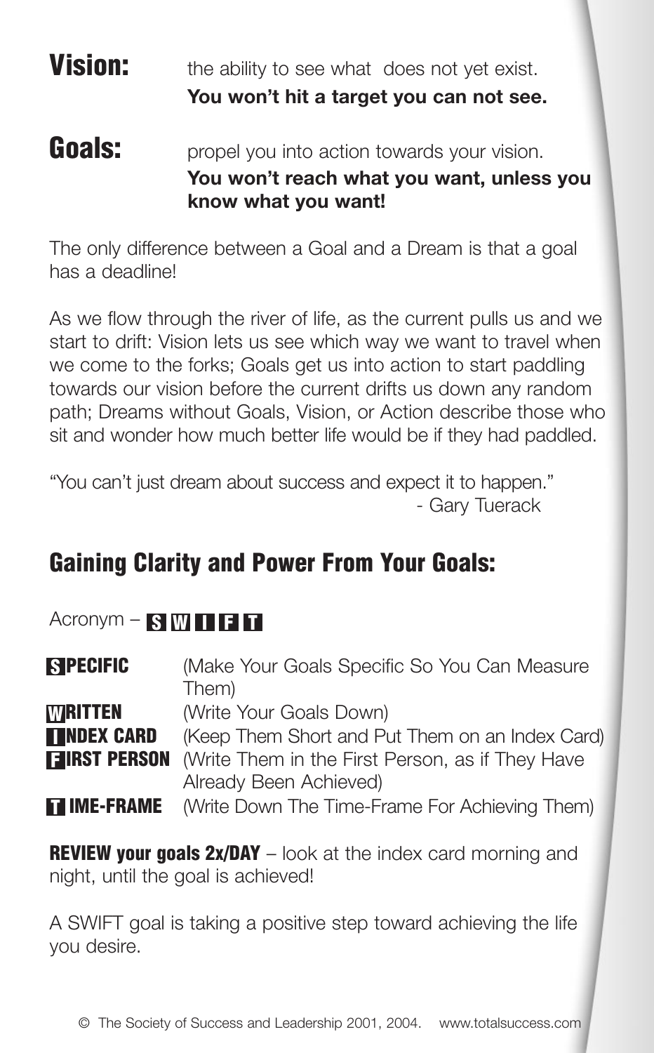**Vision:** the ability to see what does not yet exist.
**You won't hit a target you can not see.**

**Goals:** propel you into action towards your vision.
**You won't reach what you want, unless you know what you want!**

The only difference between a Goal and a Dream is that a goal has a deadline!

As we flow through the river of life, as the current pulls us and we start to drift: Vision lets us see which way we want to travel when we come to the forks; Goals get us into action to start paddling towards our vision before the current drifts us down any random path; Dreams without Goals, Vision, or Action describe those who sit and wonder how much better life would be if they had paddled.

"You can't just dream about success and expect it to happen."
- Gary Tuerack

## Gaining Clarity and Power From Your Goals:

Acronym – **S W I F T**

| | |
|---|---|
| **SPECIFIC** | (Make Your Goals Specific So You Can Measure Them) |
| **WRITTEN** | (Write Your Goals Down) |
| **INDEX CARD** | (Keep Them Short and Put Them on an Index Card) |
| **FIRST PERSON** | (Write Them in the First Person, as if They Have Already Been Achieved) |
| **TIME-FRAME** | (Write Down The Time-Frame For Achieving Them) |

**REVIEW your goals 2x/DAY** – look at the index card morning and night, until the goal is achieved!

A SWIFT goal is taking a positive step toward achieving the life you desire.

© The Society of Success and Leadership 2001, 2004. www.totalsuccess.com